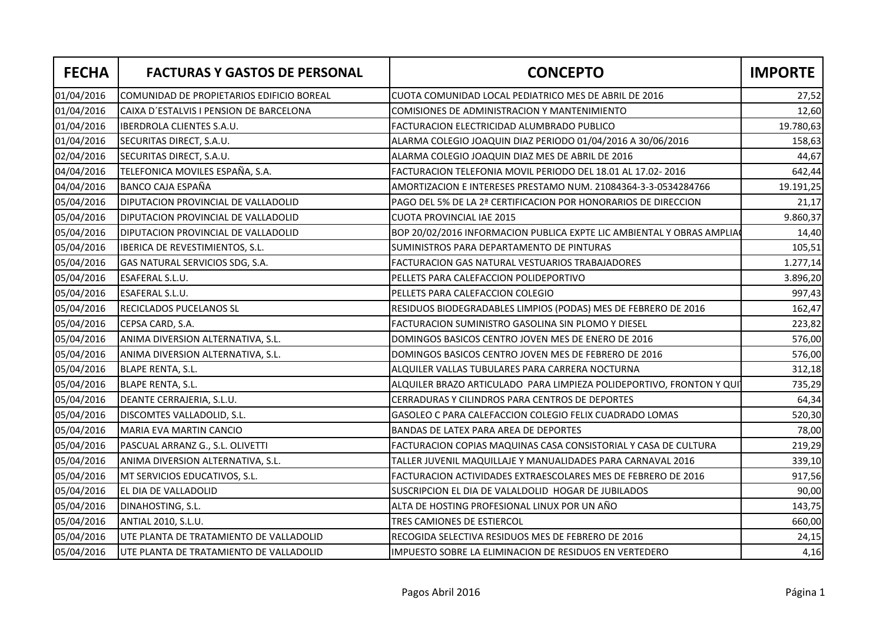| FECHA | FACTURAS Y GASTOS DE PERSONAL | CONCEPTO | IMPORTE |
|---|---|---|---|
| 01/04/2016 | COMUNIDAD DE PROPIETARIOS EDIFICIO BOREAL | CUOTA COMUNIDAD LOCAL PEDIATRICO MES DE ABRIL DE 2016 | 27,52 |
| 01/04/2016 | CAIXA D´ESTALVIS I PENSION DE BARCELONA | COMISIONES DE ADMINISTRACION Y MANTENIMIENTO | 12,60 |
| 01/04/2016 | IBERDROLA CLIENTES S.A.U. | FACTURACION ELECTRICIDAD ALUMBRADO PUBLICO | 19.780,63 |
| 01/04/2016 | SECURITAS DIRECT, S.A.U. | ALARMA COLEGIO JOAQUIN DIAZ PERIODO 01/04/2016 A 30/06/2016 | 158,63 |
| 02/04/2016 | SECURITAS DIRECT, S.A.U. | ALARMA COLEGIO JOAQUIN DIAZ MES DE ABRIL DE 2016 | 44,67 |
| 04/04/2016 | TELEFONICA MOVILES ESPAÑA, S.A. | FACTURACION TELEFONIA MOVIL PERIODO DEL 18.01 AL 17.02- 2016 | 642,44 |
| 04/04/2016 | BANCO CAJA ESPAÑA | AMORTIZACION E INTERESES PRESTAMO NUM. 21084364-3-3-0534284766 | 19.191,25 |
| 05/04/2016 | DIPUTACION PROVINCIAL DE VALLADOLID | PAGO DEL 5% DE LA 2ª CERTIFICACION POR HONORARIOS DE DIRECCION | 21,17 |
| 05/04/2016 | DIPUTACION PROVINCIAL DE VALLADOLID | CUOTA PROVINCIAL IAE 2015 | 9.860,37 |
| 05/04/2016 | DIPUTACION PROVINCIAL DE VALLADOLID | BOP 20/02/2016 INFORMACION PUBLICA EXPTE LIC AMBIENTAL Y OBRAS AMPLIAC | 14,40 |
| 05/04/2016 | IBERICA DE REVESTIMIENTOS, S.L. | SUMINISTROS PARA DEPARTAMENTO DE PINTURAS | 105,51 |
| 05/04/2016 | GAS NATURAL SERVICIOS SDG, S.A. | FACTURACION GAS NATURAL VESTUARIOS TRABAJADORES | 1.277,14 |
| 05/04/2016 | ESAFERAL S.L.U. | PELLETS PARA CALEFACCION POLIDEPORTIVO | 3.896,20 |
| 05/04/2016 | ESAFERAL S.L.U. | PELLETS PARA CALEFACCION COLEGIO | 997,43 |
| 05/04/2016 | RECICLADOS PUCELANOS SL | RESIDUOS BIODEGRADABLES LIMPIOS (PODAS) MES DE FEBRERO DE 2016 | 162,47 |
| 05/04/2016 | CEPSA CARD, S.A. | FACTURACION SUMINISTRO GASOLINA SIN PLOMO Y DIESEL | 223,82 |
| 05/04/2016 | ANIMA DIVERSION ALTERNATIVA, S.L. | DOMINGOS BASICOS CENTRO JOVEN MES DE ENERO DE 2016 | 576,00 |
| 05/04/2016 | ANIMA DIVERSION ALTERNATIVA, S.L. | DOMINGOS BASICOS CENTRO JOVEN MES DE FEBRERO DE 2016 | 576,00 |
| 05/04/2016 | BLAPE RENTA, S.L. | ALQUILER VALLAS TUBULARES PARA CARRERA NOCTURNA | 312,18 |
| 05/04/2016 | BLAPE RENTA, S.L. | ALQUILER BRAZO ARTICULADO PARA LIMPIEZA POLIDEPORTIVO, FRONTON Y QUI | 735,29 |
| 05/04/2016 | DEANTE CERRAJERIA, S.L.U. | CERRADURAS Y CILINDROS PARA CENTROS DE DEPORTES | 64,34 |
| 05/04/2016 | DISCOMTES VALLADOLID, S.L. | GASOLEO C PARA CALEFACCION COLEGIO FELIX CUADRADO LOMAS | 520,30 |
| 05/04/2016 | MARIA EVA MARTIN CANCIO | BANDAS DE LATEX PARA AREA DE DEPORTES | 78,00 |
| 05/04/2016 | PASCUAL ARRANZ G., S.L. OLIVETTI | FACTURACION COPIAS MAQUINAS CASA CONSISTORIAL Y CASA DE CULTURA | 219,29 |
| 05/04/2016 | ANIMA DIVERSION ALTERNATIVA, S.L. | TALLER JUVENIL MAQUILLAJE Y MANUALIDADES PARA CARNAVAL 2016 | 339,10 |
| 05/04/2016 | MT SERVICIOS EDUCATIVOS, S.L. | FACTURACION ACTIVIDADES EXTRAESCOLARES MES DE FEBRERO DE 2016 | 917,56 |
| 05/04/2016 | EL DIA DE VALLADOLID | SUSCRIPCION EL DIA DE VALALDOLID HOGAR DE JUBILADOS | 90,00 |
| 05/04/2016 | DINAHOSTING, S.L. | ALTA DE HOSTING PROFESIONAL LINUX POR UN AÑO | 143,75 |
| 05/04/2016 | ANTIAL 2010, S.L.U. | TRES CAMIONES DE ESTIERCOL | 660,00 |
| 05/04/2016 | UTE PLANTA DE TRATAMIENTO DE VALLADOLID | RECOGIDA SELECTIVA RESIDUOS MES DE FEBRERO DE 2016 | 24,15 |
| 05/04/2016 | UTE PLANTA DE TRATAMIENTO DE VALLADOLID | IMPUESTO SOBRE LA ELIMINACION DE RESIDUOS EN VERTEDERO | 4,16 |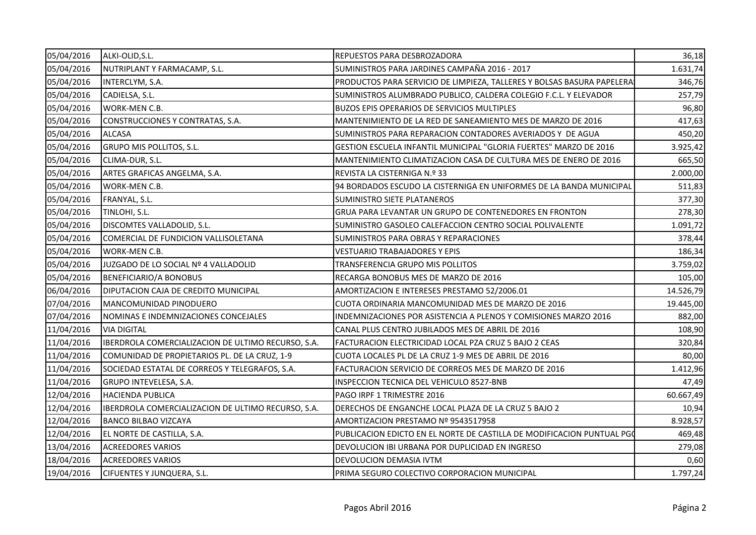| | | | |
|---|---|---|---|
| 05/04/2016 | ALKI-OLID,S.L. | REPUESTOS PARA DESBROZADORA | 36,18 |
| 05/04/2016 | NUTRIPLANT Y FARMACAMP, S.L. | SUMINISTROS PARA JARDINES CAMPAÑA 2016 - 2017 | 1.631,74 |
| 05/04/2016 | INTERCLYM, S.A. | PRODUCTOS PARA SERVICIO DE LIMPIEZA, TALLERES Y BOLSAS BASURA PAPELERA | 346,76 |
| 05/04/2016 | CADIELSA, S.L. | SUMINISTROS ALUMBRADO PUBLICO, CALDERA COLEGIO F.C.L. Y ELEVADOR | 257,79 |
| 05/04/2016 | WORK-MEN C.B. | BUZOS EPIS OPERARIOS DE SERVICIOS MULTIPLES | 96,80 |
| 05/04/2016 | CONSTRUCCIONES Y CONTRATAS, S.A. | MANTENIMIENTO DE LA RED DE SANEAMIENTO MES DE MARZO DE 2016 | 417,63 |
| 05/04/2016 | ALCASA | SUMINISTROS PARA REPARACION CONTADORES AVERIADOS Y DE AGUA | 450,20 |
| 05/04/2016 | GRUPO MIS POLLITOS, S.L. | GESTION ESCUELA INFANTIL MUNICIPAL "GLORIA FUERTES" MARZO DE 2016 | 3.925,42 |
| 05/04/2016 | CLIMA-DUR, S.L. | MANTENIMIENTO CLIMATIZACION CASA DE CULTURA MES DE ENERO DE 2016 | 665,50 |
| 05/04/2016 | ARTES GRAFICAS ANGELMA, S.A. | REVISTA LA CISTERNIGA N.º 33 | 2.000,00 |
| 05/04/2016 | WORK-MEN C.B. | 94 BORDADOS ESCUDO LA CISTERNIGA EN UNIFORMES DE LA BANDA MUNICIPAL | 511,83 |
| 05/04/2016 | FRANYAL, S.L. | SUMINISTRO SIETE PLATANEROS | 377,30 |
| 05/04/2016 | TINLOHI, S.L. | GRUA PARA LEVANTAR UN GRUPO DE CONTENEDORES EN FRONTON | 278,30 |
| 05/04/2016 | DISCOMTES VALLADOLID, S.L. | SUMINISTRO GASOLEO CALEFACCION CENTRO SOCIAL POLIVALENTE | 1.091,72 |
| 05/04/2016 | COMERCIAL DE FUNDICION VALLISOLETANA | SUMINISTROS PARA OBRAS Y REPARACIONES | 378,44 |
| 05/04/2016 | WORK-MEN C.B. | VESTUARIO TRABAJADORES Y EPIS | 186,34 |
| 05/04/2016 | JUZGADO DE LO SOCIAL Nº 4 VALLADOLID | TRANSFERENCIA GRUPO MIS POLLITOS | 3.759,02 |
| 05/04/2016 | BENEFICIARIO/A BONOBUS | RECARGA BONOBUS MES DE MARZO DE 2016 | 105,00 |
| 06/04/2016 | DIPUTACION CAJA DE CREDITO MUNICIPAL | AMORTIZACION E INTERESES PRESTAMO 52/2006.01 | 14.526,79 |
| 07/04/2016 | MANCOMUNIDAD PINODUERO | CUOTA ORDINARIA MANCOMUNIDAD MES DE MARZO DE 2016 | 19.445,00 |
| 07/04/2016 | NOMINAS E INDEMNIZACIONES CONCEJALES | INDEMNIZACIONES POR ASISTENCIA A PLENOS Y COMISIONES MARZO 2016 | 882,00 |
| 11/04/2016 | VIA DIGITAL | CANAL PLUS CENTRO JUBILADOS MES DE ABRIL DE 2016 | 108,90 |
| 11/04/2016 | IBERDROLA COMERCIALIZACION DE ULTIMO RECURSO, S.A. | FACTURACION ELECTRICIDAD LOCAL PZA CRUZ 5 BAJO 2 CEAS | 320,84 |
| 11/04/2016 | COMUNIDAD DE PROPIETARIOS PL. DE LA CRUZ, 1-9 | CUOTA LOCALES PL DE LA CRUZ 1-9 MES DE ABRIL DE 2016 | 80,00 |
| 11/04/2016 | SOCIEDAD ESTATAL DE CORREOS Y TELEGRAFOS, S.A. | FACTURACION SERVICIO DE CORREOS MES DE MARZO DE 2016 | 1.412,96 |
| 11/04/2016 | GRUPO INTEVELESA, S.A. | INSPECCION TECNICA DEL VEHICULO 8527-BNB | 47,49 |
| 12/04/2016 | HACIENDA PUBLICA | PAGO IRPF 1 TRIMESTRE 2016 | 60.667,49 |
| 12/04/2016 | IBERDROLA COMERCIALIZACION DE ULTIMO RECURSO, S.A. | DERECHOS DE ENGANCHE LOCAL PLAZA DE LA CRUZ 5 BAJO 2 | 10,94 |
| 12/04/2016 | BANCO BILBAO VIZCAYA | AMORTIZACION PRESTAMO Nº 9543517958 | 8.928,57 |
| 12/04/2016 | EL NORTE DE CASTILLA, S.A. | PUBLICACION EDICTO EN EL NORTE DE CASTILLA DE MODIFICACION PUNTUAL PGO | 469,48 |
| 13/04/2016 | ACREEDORES VARIOS | DEVOLUCION IBI URBANA POR DUPLICIDAD EN INGRESO | 279,08 |
| 18/04/2016 | ACREEDORES VARIOS | DEVOLUCION DEMASIA IVTM | 0,60 |
| 19/04/2016 | CIFUENTES Y JUNQUERA, S.L. | PRIMA SEGURO COLECTIVO CORPORACION MUNICIPAL | 1.797,24 |

Pagos Abril 2016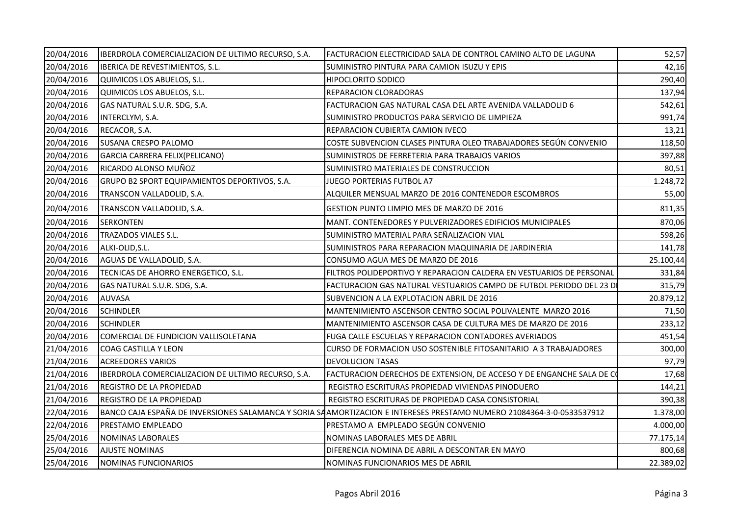| | | | |
|---|---|---|---|
| 20/04/2016 | IBERDROLA COMERCIALIZACION DE ULTIMO RECURSO, S.A. | FACTURACION ELECTRICIDAD SALA DE CONTROL CAMINO ALTO DE LAGUNA | 52,57 |
| 20/04/2016 | IBERICA DE REVESTIMIENTOS, S.L. | SUMINISTRO PINTURA PARA CAMION ISUZU Y EPIS | 42,16 |
| 20/04/2016 | QUIMICOS LOS ABUELOS, S.L. | HIPOCLORITO SODICO | 290,40 |
| 20/04/2016 | QUIMICOS LOS ABUELOS, S.L. | REPARACION CLORADORAS | 137,94 |
| 20/04/2016 | GAS NATURAL S.U.R. SDG, S.A. | FACTURACION GAS NATURAL CASA DEL ARTE AVENIDA VALLADOLID 6 | 542,61 |
| 20/04/2016 | INTERCLYM, S.A. | SUMINISTRO PRODUCTOS PARA SERVICIO DE LIMPIEZA | 991,74 |
| 20/04/2016 | RECACOR, S.A. | REPARACION CUBIERTA CAMION IVECO | 13,21 |
| 20/04/2016 | SUSANA CRESPO PALOMO | COSTE SUBVENCION CLASES PINTURA OLEO TRABAJADORES SEGÚN CONVENIO | 118,50 |
| 20/04/2016 | GARCIA CARRERA FELIX(PELICANO) | SUMINISTROS DE FERRETERIA PARA TRABAJOS VARIOS | 397,88 |
| 20/04/2016 | RICARDO ALONSO MUÑOZ | SUMINISTRO MATERIALES DE CONSTRUCCION | 80,51 |
| 20/04/2016 | GRUPO B2 SPORT EQUIPAMIENTOS DEPORTIVOS, S.A. | JUEGO PORTERIAS FUTBOL A7 | 1.248,72 |
| 20/04/2016 | TRANSCON VALLADOLID, S.A. | ALQUILER MENSUAL MARZO DE 2016 CONTENEDOR ESCOMBROS | 55,00 |
| 20/04/2016 | TRANSCON VALLADOLID, S.A. | GESTION PUNTO LIMPIO MES DE MARZO DE 2016 | 811,35 |
| 20/04/2016 | SERKONTEN | MANT. CONTENEDORES Y PULVERIZADORES EDIFICIOS MUNICIPALES | 870,06 |
| 20/04/2016 | TRAZADOS VIALES S.L. | SUMINISTRO MATERIAL PARA SEÑALIZACION VIAL | 598,26 |
| 20/04/2016 | ALKI-OLID,S.L. | SUMINISTROS PARA REPARACION MAQUINARIA DE JARDINERIA | 141,78 |
| 20/04/2016 | AGUAS DE VALLADOLID, S.A. | CONSUMO AGUA MES DE MARZO DE 2016 | 25.100,44 |
| 20/04/2016 | TECNICAS DE AHORRO ENERGETICO, S.L. | FILTROS POLIDEPORTIVO Y REPARACION CALDERA EN VESTUARIOS DE PERSONAL | 331,84 |
| 20/04/2016 | GAS NATURAL S.U.R. SDG, S.A. | FACTURACION GAS NATURAL VESTUARIOS CAMPO DE FUTBOL PERIODO DEL 23 D | 315,79 |
| 20/04/2016 | AUVASA | SUBVENCION A LA EXPLOTACION ABRIL DE 2016 | 20.879,12 |
| 20/04/2016 | SCHINDLER | MANTENIMIENTO ASCENSOR CENTRO SOCIAL POLIVALENTE MARZO 2016 | 71,50 |
| 20/04/2016 | SCHINDLER | MANTENIMIENTO ASCENSOR CASA DE CULTURA MES DE MARZO DE 2016 | 233,12 |
| 20/04/2016 | COMERCIAL DE FUNDICION VALLISOLETANA | FUGA CALLE ESCUELAS Y REPARACION CONTADORES AVERIADOS | 451,54 |
| 21/04/2016 | COAG CASTILLA Y LEON | CURSO DE FORMACION USO SOSTENIBLE FITOSANITARIO A 3 TRABAJADORES | 300,00 |
| 21/04/2016 | ACREEDORES VARIOS | DEVOLUCION TASAS | 97,79 |
| 21/04/2016 | IBERDROLA COMERCIALIZACION DE ULTIMO RECURSO, S.A. | FACTURACION DERECHOS DE EXTENSION, DE ACCESO Y DE ENGANCHE SALA DE C | 17,68 |
| 21/04/2016 | REGISTRO DE LA PROPIEDAD | REGISTRO ESCRITURAS PROPIEDAD VIVIENDAS PINODUERO | 144,21 |
| 21/04/2016 | REGISTRO DE LA PROPIEDAD | REGISTRO ESCRITURAS DE PROPIEDAD CASA CONSISTORIAL | 390,38 |
| 22/04/2016 | BANCO CAJA ESPAÑA DE INVERSIONES SALAMANCA Y SORIA SA | AMORTIZACION E INTERESES PRESTAMO NUMERO 21084364-3-0-0533537912 | 1.378,00 |
| 22/04/2016 | PRESTAMO EMPLEADO | PRESTAMO A EMPLEADO SEGÚN CONVENIO | 4.000,00 |
| 25/04/2016 | NOMINAS LABORALES | NOMINAS LABORALES MES DE ABRIL | 77.175,14 |
| 25/04/2016 | AJUSTE NOMINAS | DIFERENCIA NOMINA DE ABRIL A DESCONTAR EN MAYO | 800,68 |
| 25/04/2016 | NOMINAS FUNCIONARIOS | NOMINAS FUNCIONARIOS MES DE ABRIL | 22.389,02 |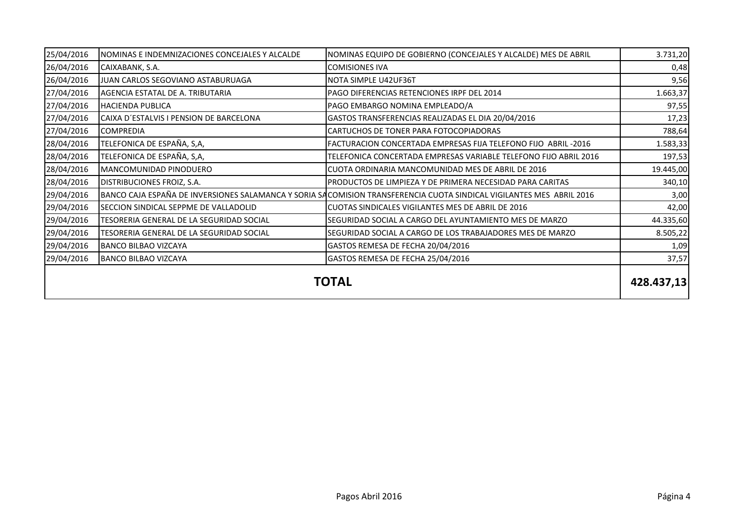| | | | |
|---|---|---|---|
| 25/04/2016 | NOMINAS E INDEMNIZACIONES CONCEJALES Y ALCALDE | NOMINAS EQUIPO DE GOBIERNO (CONCEJALES Y ALCALDE) MES DE ABRIL | 3.731,20 |
| 26/04/2016 | CAIXABANK, S.A. | COMISIONES IVA | 0,48 |
| 26/04/2016 | JUAN CARLOS SEGOVIANO ASTABURUAGA | NOTA SIMPLE U42UF36T | 9,56 |
| 27/04/2016 | AGENCIA ESTATAL DE A. TRIBUTARIA | PAGO DIFERENCIAS RETENCIONES IRPF DEL 2014 | 1.663,37 |
| 27/04/2016 | HACIENDA PUBLICA | PAGO EMBARGO NOMINA EMPLEADO/A | 97,55 |
| 27/04/2016 | CAIXA D´ESTALVIS I PENSION DE BARCELONA | GASTOS TRANSFERENCIAS REALIZADAS EL DIA 20/04/2016 | 17,23 |
| 27/04/2016 | COMPREDIA | CARTUCHOS DE TONER PARA FOTOCOPIADORAS | 788,64 |
| 28/04/2016 | TELEFONICA DE ESPAÑA, S,A, | FACTURACION CONCERTADA EMPRESAS FIJA TELEFONO FIJO ABRIL -2016 | 1.583,33 |
| 28/04/2016 | TELEFONICA DE ESPAÑA, S,A, | TELEFONICA CONCERTADA EMPRESAS VARIABLE TELEFONO FIJO ABRIL 2016 | 197,53 |
| 28/04/2016 | MANCOMUNIDAD PINODUERO | CUOTA ORDINARIA MANCOMUNIDAD MES DE ABRIL DE 2016 | 19.445,00 |
| 28/04/2016 | DISTRIBUCIONES FROIZ, S.A. | PRODUCTOS DE LIMPIEZA Y DE PRIMERA NECESIDAD PARA CARITAS | 340,10 |
| 29/04/2016 | BANCO CAJA ESPAÑA DE INVERSIONES SALAMANCA Y SORIA SA | COMISION TRANSFERENCIA CUOTA SINDICAL VIGILANTES MES ABRIL 2016 | 3,00 |
| 29/04/2016 | SECCION SINDICAL SEPPME DE VALLADOLID | CUOTAS SINDICALES VIGILANTES MES DE ABRIL DE 2016 | 42,00 |
| 29/04/2016 | TESORERIA GENERAL DE LA SEGURIDAD SOCIAL | SEGURIDAD SOCIAL A CARGO DEL AYUNTAMIENTO MES DE MARZO | 44.335,60 |
| 29/04/2016 | TESORERIA GENERAL DE LA SEGURIDAD SOCIAL | SEGURIDAD SOCIAL A CARGO DE LOS TRABAJADORES MES DE MARZO | 8.505,22 |
| 29/04/2016 | BANCO BILBAO VIZCAYA | GASTOS REMESA DE FECHA 20/04/2016 | 1,09 |
| 29/04/2016 | BANCO BILBAO VIZCAYA | GASTOS REMESA DE FECHA 25/04/2016 | 37,57 |
| **TOTAL** | | | **428.437,13** |